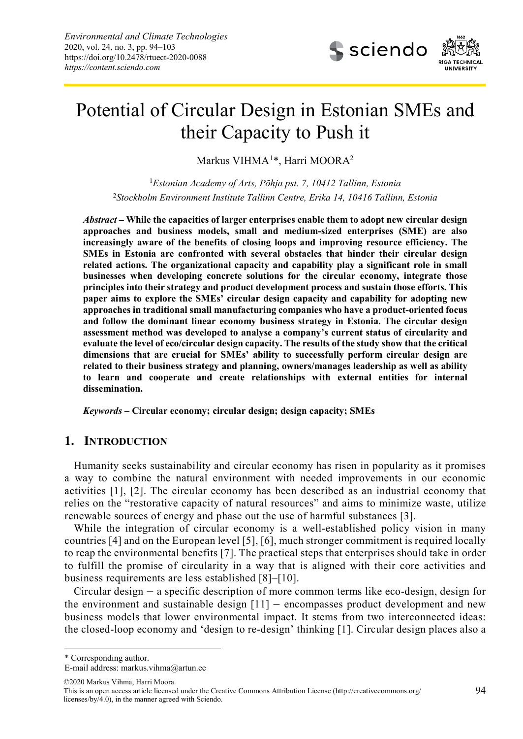# Potential of Circular Design in Estonian SMEs and their Capacity to Push it

Markus VIHMA[1]*, Harri MOORA[2]

[1]*Estonian Academy of Arts, Põhja pst. 7, 10412 Tallinn, Estonia*

[2]*Stockholm Environment Institute Tallinn Centre, Erika 14, 10416 Tallinn, Estonia*

***Abstract*** **– While the capacities of larger enterprises enable them to adopt new circular design approaches and business models, small and medium-sized enterprises (SME) are also increasingly aware of the benefits of closing loops and improving resource efficiency. The SMEs in Estonia are confronted with several obstacles that hinder their circular design related actions. The organizational capacity and capability play a significant role in small businesses when developing concrete solutions for the circular economy, integrate those principles into their strategy and product development process and sustain those efforts. This paper aims to explore the SMEs' circular design capacity and capability for adopting new approaches in traditional small manufacturing companies who have a product-oriented focus and follow the dominant linear economy business strategy in Estonia. The circular design assessment method was developed to analyse a company's current status of circularity and evaluate the level of eco/circular design capacity. The results of the study show that the critical dimensions that are crucial for SMEs' ability to successfully perform circular design are related to their business strategy and planning, owners/manages leadership as well as ability to learn and cooperate and create relationships with external entities for internal dissemination.**

***Keywords*** **– Circular economy; circular design; design capacity; SMEs**

## 1. INTRODUCTION

Humanity seeks sustainability and circular economy has risen in popularity as it promises a way to combine the natural environment with needed improvements in our economic activities [1], [2]. The circular economy has been described as an industrial economy that relies on the "restorative capacity of natural resources" and aims to minimize waste, utilize renewable sources of energy and phase out the use of harmful substances [3].

While the integration of circular economy is a well-established policy vision in many countries [4] and on the European level [5], [6], much stronger commitment is required locally to reap the environmental benefits [7]. The practical steps that enterprises should take in order to fulfill the promise of circularity in a way that is aligned with their core activities and business requirements are less established [8]–[10].

Circular design – a specific description of more common terms like eco-design, design for the environment and sustainable design [11] – encompasses product development and new business models that lower environmental impact. It stems from two interconnected ideas: the closed-loop economy and 'design to re-design' thinking [1]. Circular design places also a

---

\* Corresponding author.

E-mail address: markus.vihma@artun.ee

©2020 Markus Vihma, Harri Moora.

This is an open access article licensed under the Creative Commons Attribution License (http://creativecommons.org/licenses/by/4.0), in the manner agreed with Sciendo.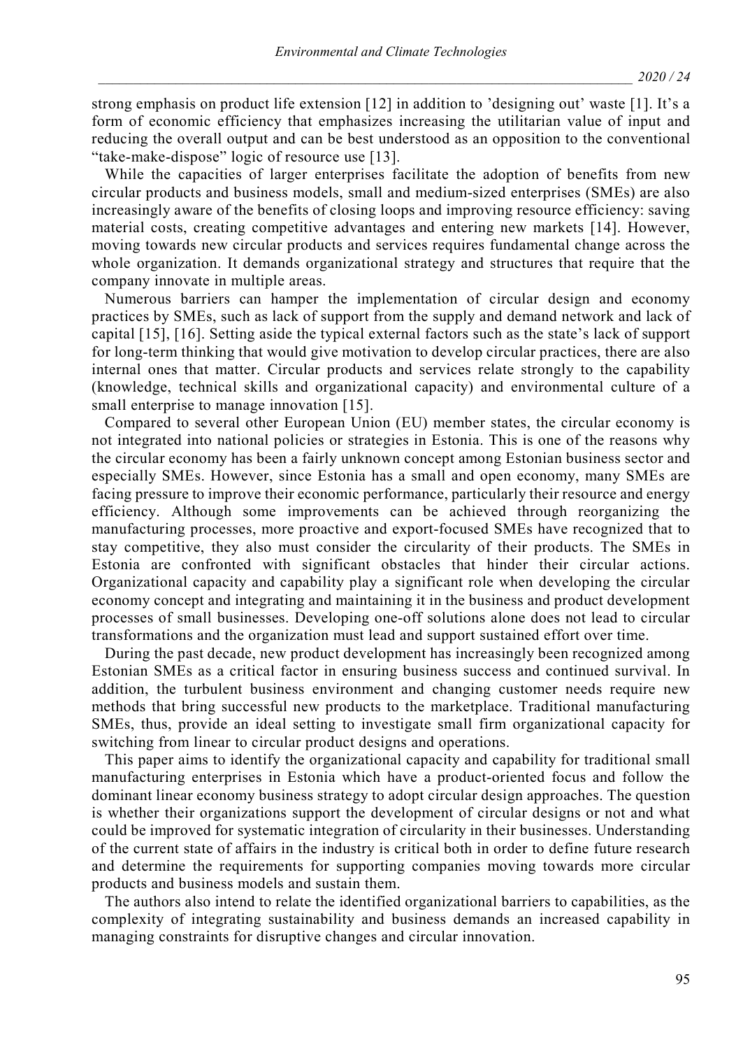strong emphasis on product life extension [12] in addition to 'designing out' waste [1]. It's a form of economic efficiency that emphasizes increasing the utilitarian value of input and reducing the overall output and can be best understood as an opposition to the conventional "take-make-dispose" logic of resource use [13].

While the capacities of larger enterprises facilitate the adoption of benefits from new circular products and business models, small and medium-sized enterprises (SMEs) are also increasingly aware of the benefits of closing loops and improving resource efficiency: saving material costs, creating competitive advantages and entering new markets [14]. However, moving towards new circular products and services requires fundamental change across the whole organization. It demands organizational strategy and structures that require that the company innovate in multiple areas.

Numerous barriers can hamper the implementation of circular design and economy practices by SMEs, such as lack of support from the supply and demand network and lack of capital [15], [16]. Setting aside the typical external factors such as the state's lack of support for long-term thinking that would give motivation to develop circular practices, there are also internal ones that matter. Circular products and services relate strongly to the capability (knowledge, technical skills and organizational capacity) and environmental culture of a small enterprise to manage innovation [15].

Compared to several other European Union (EU) member states, the circular economy is not integrated into national policies or strategies in Estonia. This is one of the reasons why the circular economy has been a fairly unknown concept among Estonian business sector and especially SMEs. However, since Estonia has a small and open economy, many SMEs are facing pressure to improve their economic performance, particularly their resource and energy efficiency. Although some improvements can be achieved through reorganizing the manufacturing processes, more proactive and export-focused SMEs have recognized that to stay competitive, they also must consider the circularity of their products. The SMEs in Estonia are confronted with significant obstacles that hinder their circular actions. Organizational capacity and capability play a significant role when developing the circular economy concept and integrating and maintaining it in the business and product development processes of small businesses. Developing one-off solutions alone does not lead to circular transformations and the organization must lead and support sustained effort over time.

During the past decade, new product development has increasingly been recognized among Estonian SMEs as a critical factor in ensuring business success and continued survival. In addition, the turbulent business environment and changing customer needs require new methods that bring successful new products to the marketplace. Traditional manufacturing SMEs, thus, provide an ideal setting to investigate small firm organizational capacity for switching from linear to circular product designs and operations.

This paper aims to identify the organizational capacity and capability for traditional small manufacturing enterprises in Estonia which have a product-oriented focus and follow the dominant linear economy business strategy to adopt circular design approaches. The question is whether their organizations support the development of circular designs or not and what could be improved for systematic integration of circularity in their businesses. Understanding of the current state of affairs in the industry is critical both in order to define future research and determine the requirements for supporting companies moving towards more circular products and business models and sustain them.

The authors also intend to relate the identified organizational barriers to capabilities, as the complexity of integrating sustainability and business demands an increased capability in managing constraints for disruptive changes and circular innovation.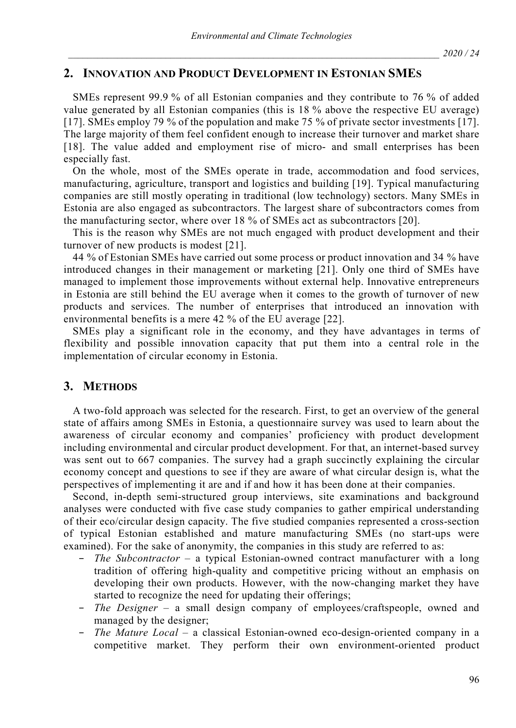## 2. Innovation and Product Development in Estonian SMEs

SMEs represent 99.9 % of all Estonian companies and they contribute to 76 % of added value generated by all Estonian companies (this is 18 % above the respective EU average) [17]. SMEs employ 79 % of the population and make 75 % of private sector investments [17]. The large majority of them feel confident enough to increase their turnover and market share [18]. The value added and employment rise of micro- and small enterprises has been especially fast.

On the whole, most of the SMEs operate in trade, accommodation and food services, manufacturing, agriculture, transport and logistics and building [19]. Typical manufacturing companies are still mostly operating in traditional (low technology) sectors. Many SMEs in Estonia are also engaged as subcontractors. The largest share of subcontractors comes from the manufacturing sector, where over 18 % of SMEs act as subcontractors [20].

This is the reason why SMEs are not much engaged with product development and their turnover of new products is modest [21].

44 % of Estonian SMEs have carried out some process or product innovation and 34 % have introduced changes in their management or marketing [21]. Only one third of SMEs have managed to implement those improvements without external help. Innovative entrepreneurs in Estonia are still behind the EU average when it comes to the growth of turnover of new products and services. The number of enterprises that introduced an innovation with environmental benefits is a mere 42 % of the EU average [22].

SMEs play a significant role in the economy, and they have advantages in terms of flexibility and possible innovation capacity that put them into a central role in the implementation of circular economy in Estonia.

## 3. Methods

A two-fold approach was selected for the research. First, to get an overview of the general state of affairs among SMEs in Estonia, a questionnaire survey was used to learn about the awareness of circular economy and companies' proficiency with product development including environmental and circular product development. For that, an internet-based survey was sent out to 667 companies. The survey had a graph succinctly explaining the circular economy concept and questions to see if they are aware of what circular design is, what the perspectives of implementing it are and if and how it has been done at their companies.

Second, in-depth semi-structured group interviews, site examinations and background analyses were conducted with five case study companies to gather empirical understanding of their eco/circular design capacity. The five studied companies represented a cross-section of typical Estonian established and mature manufacturing SMEs (no start-ups were examined). For the sake of anonymity, the companies in this study are referred to as:

- *The Subcontractor* – a typical Estonian-owned contract manufacturer with a long tradition of offering high-quality and competitive pricing without an emphasis on developing their own products. However, with the now-changing market they have started to recognize the need for updating their offerings;
- *The Designer* – a small design company of employees/craftspeople, owned and managed by the designer;
- *The Mature Local* – a classical Estonian-owned eco-design-oriented company in a competitive market. They perform their own environment-oriented product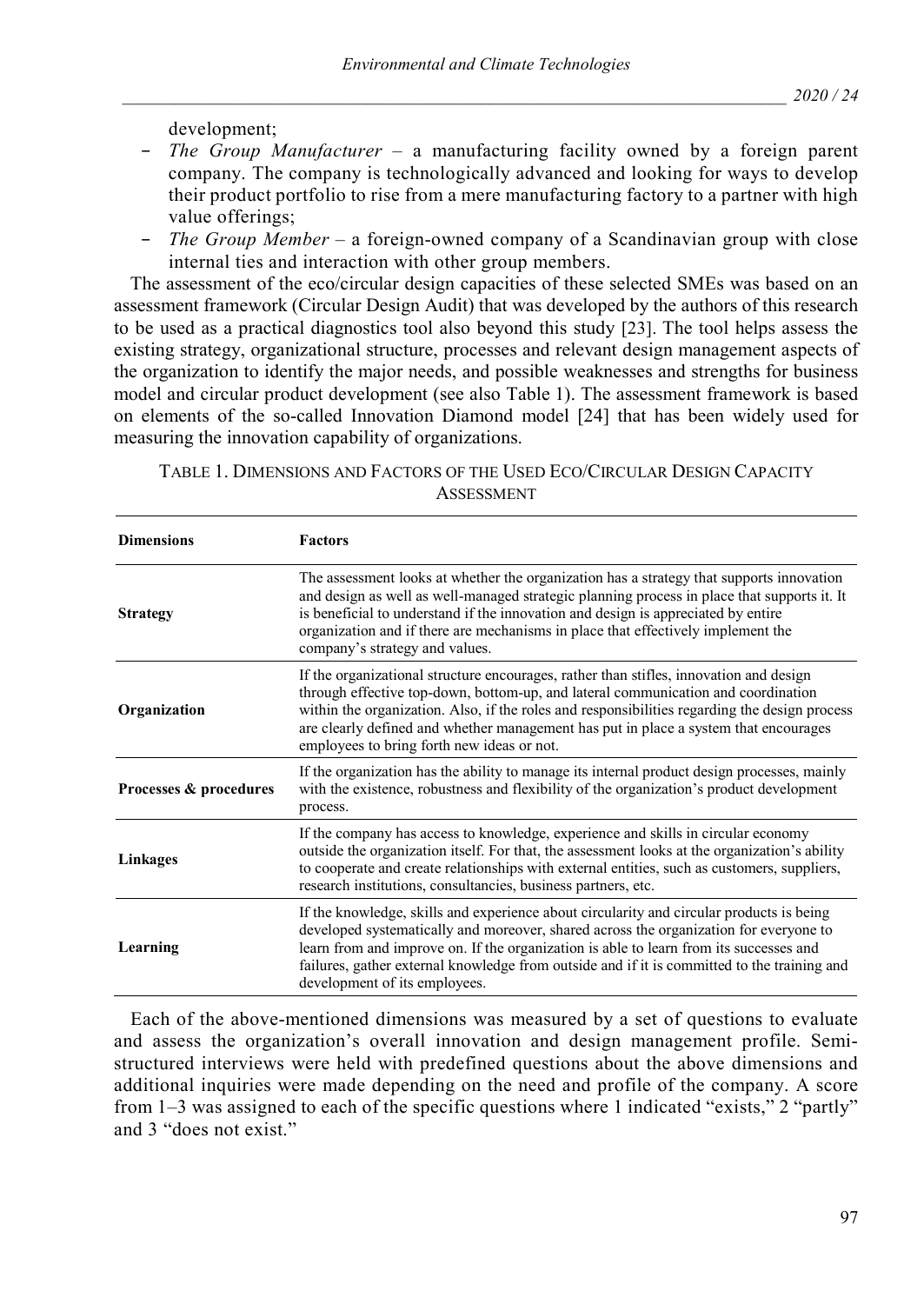development;

- *The Group Manufacturer* – a manufacturing facility owned by a foreign parent company. The company is technologically advanced and looking for ways to develop their product portfolio to rise from a mere manufacturing factory to a partner with high value offerings;
- *The Group Member* – a foreign-owned company of a Scandinavian group with close internal ties and interaction with other group members.

The assessment of the eco/circular design capacities of these selected SMEs was based on an assessment framework (Circular Design Audit) that was developed by the authors of this research to be used as a practical diagnostics tool also beyond this study [23]. The tool helps assess the existing strategy, organizational structure, processes and relevant design management aspects of the organization to identify the major needs, and possible weaknesses and strengths for business model and circular product development (see also Table 1). The assessment framework is based on elements of the so-called Innovation Diamond model [24] that has been widely used for measuring the innovation capability of organizations.

TABLE 1. DIMENSIONS AND FACTORS OF THE USED ECO/CIRCULAR DESIGN CAPACITY ASSESSMENT

| Dimensions | Factors |
| --- | --- |
| **Strategy** | The assessment looks at whether the organization has a strategy that supports innovation and design as well as well-managed strategic planning process in place that supports it. It is beneficial to understand if the innovation and design is appreciated by entire organization and if there are mechanisms in place that effectively implement the company's strategy and values. |
| **Organization** | If the organizational structure encourages, rather than stifles, innovation and design through effective top-down, bottom-up, and lateral communication and coordination within the organization. Also, if the roles and responsibilities regarding the design process are clearly defined and whether management has put in place a system that encourages employees to bring forth new ideas or not. |
| **Processes & procedures** | If the organization has the ability to manage its internal product design processes, mainly with the existence, robustness and flexibility of the organization's product development process. |
| **Linkages** | If the company has access to knowledge, experience and skills in circular economy outside the organization itself. For that, the assessment looks at the organization's ability to cooperate and create relationships with external entities, such as customers, suppliers, research institutions, consultancies, business partners, etc. |
| **Learning** | If the knowledge, skills and experience about circularity and circular products is being developed systematically and moreover, shared across the organization for everyone to learn from and improve on. If the organization is able to learn from its successes and failures, gather external knowledge from outside and if it is committed to the training and development of its employees. |

Each of the above-mentioned dimensions was measured by a set of questions to evaluate and assess the organization's overall innovation and design management profile. Semi-structured interviews were held with predefined questions about the above dimensions and additional inquiries were made depending on the need and profile of the company. A score from 1–3 was assigned to each of the specific questions where 1 indicated "exists," 2 "partly" and 3 "does not exist."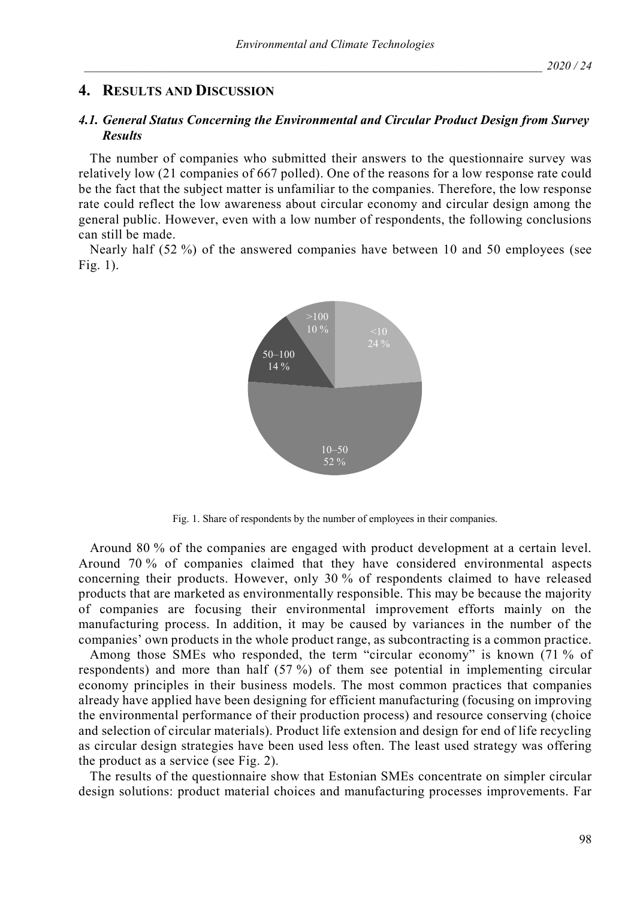## 4. RESULTS AND DISCUSSION

### 4.1. General Status Concerning the Environmental and Circular Product Design from Survey Results

The number of companies who submitted their answers to the questionnaire survey was relatively low (21 companies of 667 polled). One of the reasons for a low response rate could be the fact that the subject matter is unfamiliar to the companies. Therefore, the low response rate could reflect the low awareness about circular economy and circular design among the general public. However, even with a low number of respondents, the following conclusions can still be made.

Nearly half (52 %) of the answered companies have between 10 and 50 employees (see Fig. 1).

Fig. 1. Share of respondents by the number of employees in their companies.

Around 80 % of the companies are engaged with product development at a certain level. Around 70 % of companies claimed that they have considered environmental aspects concerning their products. However, only 30 % of respondents claimed to have released products that are marketed as environmentally responsible. This may be because the majority of companies are focusing their environmental improvement efforts mainly on the manufacturing process. In addition, it may be caused by variances in the number of the companies' own products in the whole product range, as subcontracting is a common practice.

Among those SMEs who responded, the term "circular economy" is known (71 % of respondents) and more than half (57 %) of them see potential in implementing circular economy principles in their business models. The most common practices that companies already have applied have been designing for efficient manufacturing (focusing on improving the environmental performance of their production process) and resource conserving (choice and selection of circular materials). Product life extension and design for end of life recycling as circular design strategies have been used less often. The least used strategy was offering the product as a service (see Fig. 2).

The results of the questionnaire show that Estonian SMEs concentrate on simpler circular design solutions: product material choices and manufacturing processes improvements. Far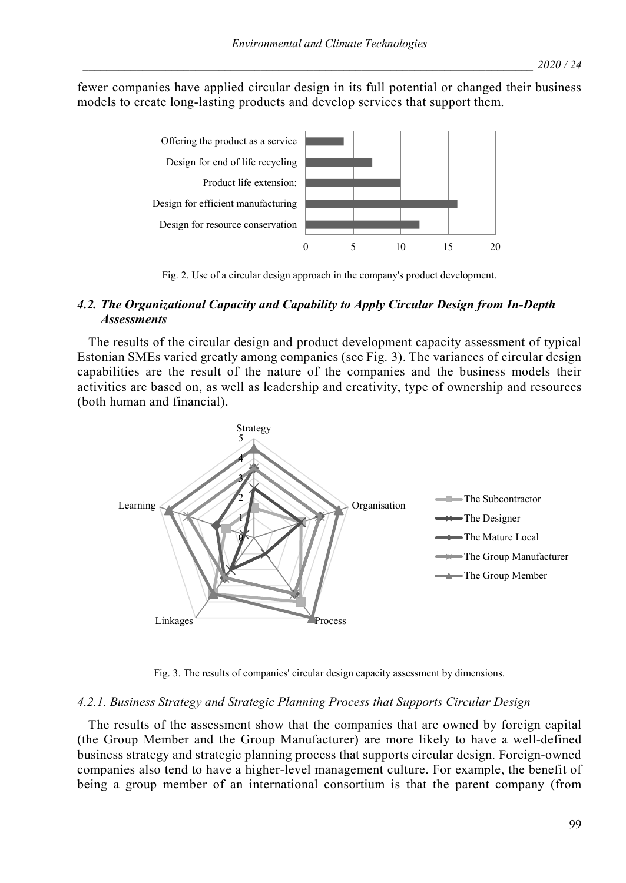fewer companies have applied circular design in its full potential or changed their business models to create long-lasting products and develop services that support them.

Fig. 2. Use of a circular design approach in the company's product development.

### *4.2. The Organizational Capacity and Capability to Apply Circular Design from In-Depth Assessments*

The results of the circular design and product development capacity assessment of typical Estonian SMEs varied greatly among companies (see Fig. 3). The variances of circular design capabilities are the result of the nature of the companies and the business models their activities are based on, as well as leadership and creativity, type of ownership and resources (both human and financial).

Fig. 3. The results of companies' circular design capacity assessment by dimensions.

#### *4.2.1. Business Strategy and Strategic Planning Process that Supports Circular Design*

The results of the assessment show that the companies that are owned by foreign capital (the Group Member and the Group Manufacturer) are more likely to have a well-defined business strategy and strategic planning process that supports circular design. Foreign-owned companies also tend to have a higher-level management culture. For example, the benefit of being a group member of an international consortium is that the parent company (from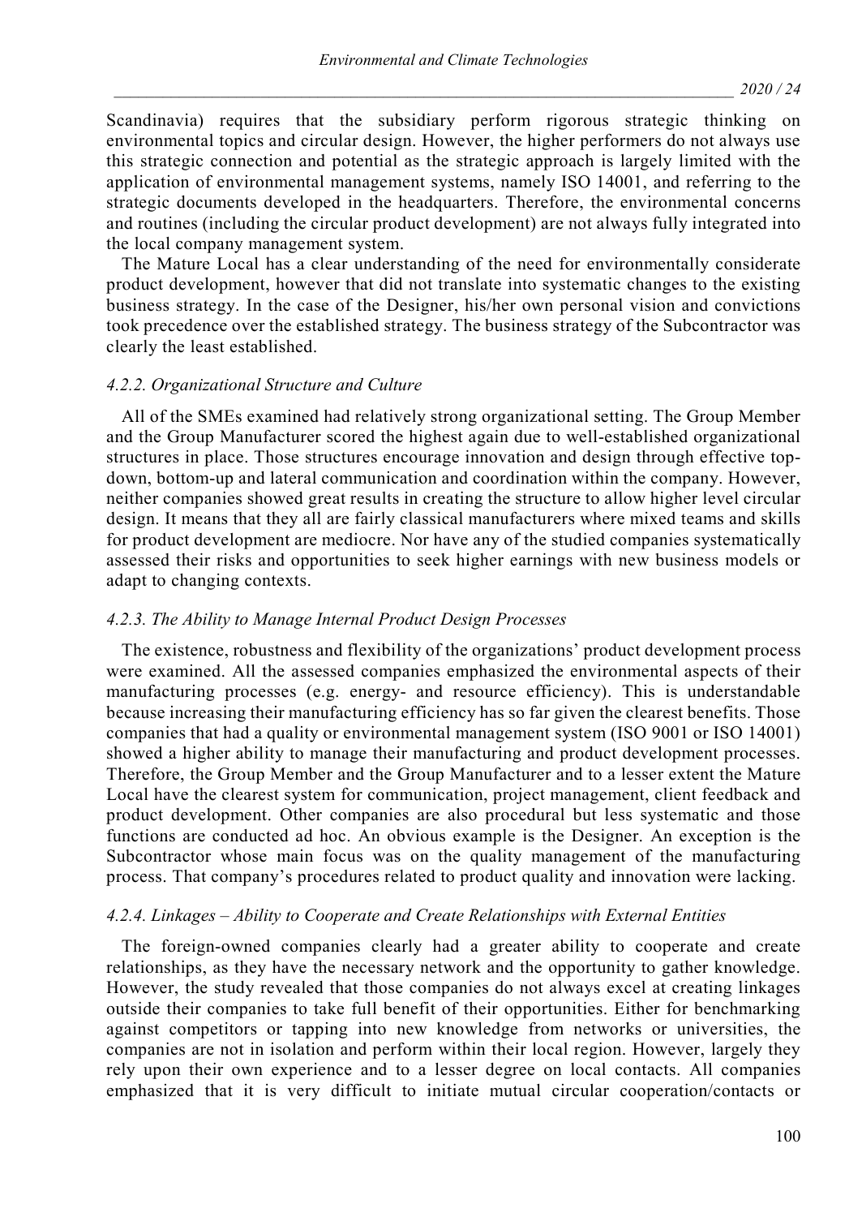Scandinavia) requires that the subsidiary perform rigorous strategic thinking on environmental topics and circular design. However, the higher performers do not always use this strategic connection and potential as the strategic approach is largely limited with the application of environmental management systems, namely ISO 14001, and referring to the strategic documents developed in the headquarters. Therefore, the environmental concerns and routines (including the circular product development) are not always fully integrated into the local company management system.

The Mature Local has a clear understanding of the need for environmentally considerate product development, however that did not translate into systematic changes to the existing business strategy. In the case of the Designer, his/her own personal vision and convictions took precedence over the established strategy. The business strategy of the Subcontractor was clearly the least established.

#### *4.2.2. Organizational Structure and Culture*

All of the SMEs examined had relatively strong organizational setting. The Group Member and the Group Manufacturer scored the highest again due to well-established organizational structures in place. Those structures encourage innovation and design through effective top-down, bottom-up and lateral communication and coordination within the company. However, neither companies showed great results in creating the structure to allow higher level circular design. It means that they all are fairly classical manufacturers where mixed teams and skills for product development are mediocre. Nor have any of the studied companies systematically assessed their risks and opportunities to seek higher earnings with new business models or adapt to changing contexts.

#### *4.2.3. The Ability to Manage Internal Product Design Processes*

The existence, robustness and flexibility of the organizations' product development process were examined. All the assessed companies emphasized the environmental aspects of their manufacturing processes (e.g. energy- and resource efficiency). This is understandable because increasing their manufacturing efficiency has so far given the clearest benefits. Those companies that had a quality or environmental management system (ISO 9001 or ISO 14001) showed a higher ability to manage their manufacturing and product development processes. Therefore, the Group Member and the Group Manufacturer and to a lesser extent the Mature Local have the clearest system for communication, project management, client feedback and product development. Other companies are also procedural but less systematic and those functions are conducted ad hoc. An obvious example is the Designer. An exception is the Subcontractor whose main focus was on the quality management of the manufacturing process. That company's procedures related to product quality and innovation were lacking.

#### *4.2.4. Linkages – Ability to Cooperate and Create Relationships with External Entities*

The foreign-owned companies clearly had a greater ability to cooperate and create relationships, as they have the necessary network and the opportunity to gather knowledge. However, the study revealed that those companies do not always excel at creating linkages outside their companies to take full benefit of their opportunities. Either for benchmarking against competitors or tapping into new knowledge from networks or universities, the companies are not in isolation and perform within their local region. However, largely they rely upon their own experience and to a lesser degree on local contacts. All companies emphasized that it is very difficult to initiate mutual circular cooperation/contacts or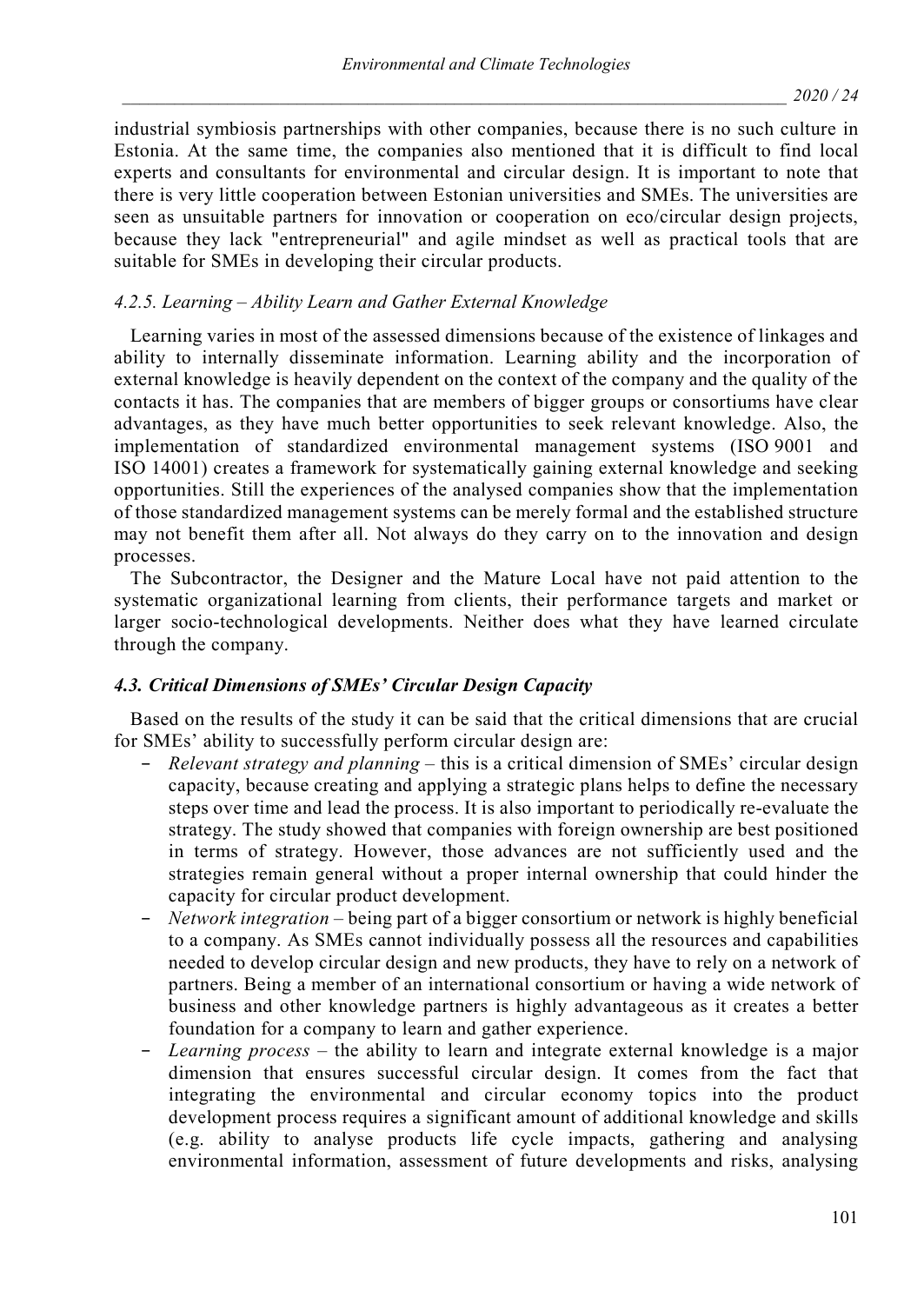industrial symbiosis partnerships with other companies, because there is no such culture in Estonia. At the same time, the companies also mentioned that it is difficult to find local experts and consultants for environmental and circular design. It is important to note that there is very little cooperation between Estonian universities and SMEs. The universities are seen as unsuitable partners for innovation or cooperation on eco/circular design projects, because they lack "entrepreneurial" and agile mindset as well as practical tools that are suitable for SMEs in developing their circular products.

#### *4.2.5. Learning – Ability Learn and Gather External Knowledge*

Learning varies in most of the assessed dimensions because of the existence of linkages and ability to internally disseminate information. Learning ability and the incorporation of external knowledge is heavily dependent on the context of the company and the quality of the contacts it has. The companies that are members of bigger groups or consortiums have clear advantages, as they have much better opportunities to seek relevant knowledge. Also, the implementation of standardized environmental management systems (ISO 9001 and ISO 14001) creates a framework for systematically gaining external knowledge and seeking opportunities. Still the experiences of the analysed companies show that the implementation of those standardized management systems can be merely formal and the established structure may not benefit them after all. Not always do they carry on to the innovation and design processes.

The Subcontractor, the Designer and the Mature Local have not paid attention to the systematic organizational learning from clients, their performance targets and market or larger socio-technological developments. Neither does what they have learned circulate through the company.

### *4.3. Critical Dimensions of SMEs' Circular Design Capacity*

Based on the results of the study it can be said that the critical dimensions that are crucial for SMEs' ability to successfully perform circular design are:

- *Relevant strategy and planning* – this is a critical dimension of SMEs' circular design capacity, because creating and applying a strategic plans helps to define the necessary steps over time and lead the process. It is also important to periodically re-evaluate the strategy. The study showed that companies with foreign ownership are best positioned in terms of strategy. However, those advances are not sufficiently used and the strategies remain general without a proper internal ownership that could hinder the capacity for circular product development.
- *Network integration* – being part of a bigger consortium or network is highly beneficial to a company. As SMEs cannot individually possess all the resources and capabilities needed to develop circular design and new products, they have to rely on a network of partners. Being a member of an international consortium or having a wide network of business and other knowledge partners is highly advantageous as it creates a better foundation for a company to learn and gather experience.
- *Learning process* – the ability to learn and integrate external knowledge is a major dimension that ensures successful circular design. It comes from the fact that integrating the environmental and circular economy topics into the product development process requires a significant amount of additional knowledge and skills (e.g. ability to analyse products life cycle impacts, gathering and analysing environmental information, assessment of future developments and risks, analysing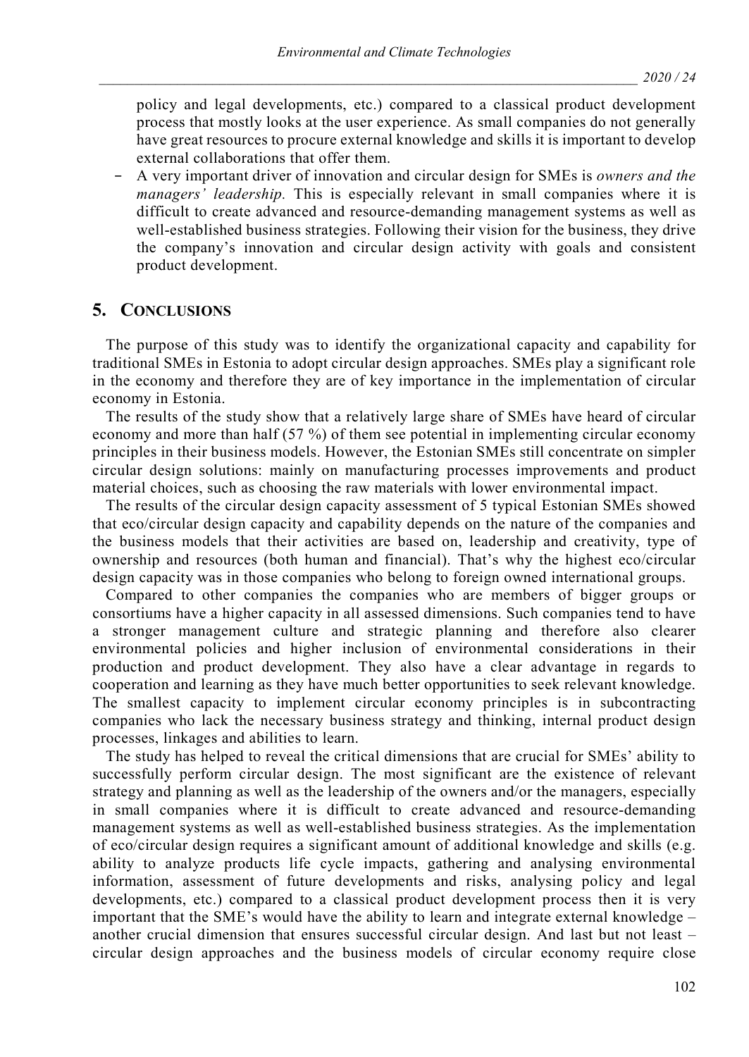policy and legal developments, etc.) compared to a classical product development process that mostly looks at the user experience. As small companies do not generally have great resources to procure external knowledge and skills it is important to develop external collaborations that offer them.

- A very important driver of innovation and circular design for SMEs is *owners and the managers' leadership.* This is especially relevant in small companies where it is difficult to create advanced and resource-demanding management systems as well as well-established business strategies. Following their vision for the business, they drive the company's innovation and circular design activity with goals and consistent product development.

## 5. CONCLUSIONS

The purpose of this study was to identify the organizational capacity and capability for traditional SMEs in Estonia to adopt circular design approaches. SMEs play a significant role in the economy and therefore they are of key importance in the implementation of circular economy in Estonia.

The results of the study show that a relatively large share of SMEs have heard of circular economy and more than half (57 %) of them see potential in implementing circular economy principles in their business models. However, the Estonian SMEs still concentrate on simpler circular design solutions: mainly on manufacturing processes improvements and product material choices, such as choosing the raw materials with lower environmental impact.

The results of the circular design capacity assessment of 5 typical Estonian SMEs showed that eco/circular design capacity and capability depends on the nature of the companies and the business models that their activities are based on, leadership and creativity, type of ownership and resources (both human and financial). That's why the highest eco/circular design capacity was in those companies who belong to foreign owned international groups.

Compared to other companies the companies who are members of bigger groups or consortiums have a higher capacity in all assessed dimensions. Such companies tend to have a stronger management culture and strategic planning and therefore also clearer environmental policies and higher inclusion of environmental considerations in their production and product development. They also have a clear advantage in regards to cooperation and learning as they have much better opportunities to seek relevant knowledge. The smallest capacity to implement circular economy principles is in subcontracting companies who lack the necessary business strategy and thinking, internal product design processes, linkages and abilities to learn.

The study has helped to reveal the critical dimensions that are crucial for SMEs' ability to successfully perform circular design. The most significant are the existence of relevant strategy and planning as well as the leadership of the owners and/or the managers, especially in small companies where it is difficult to create advanced and resource-demanding management systems as well as well-established business strategies. As the implementation of eco/circular design requires a significant amount of additional knowledge and skills (e.g. ability to analyze products life cycle impacts, gathering and analysing environmental information, assessment of future developments and risks, analysing policy and legal developments, etc.) compared to a classical product development process then it is very important that the SME's would have the ability to learn and integrate external knowledge – another crucial dimension that ensures successful circular design. And last but not least – circular design approaches and the business models of circular economy require close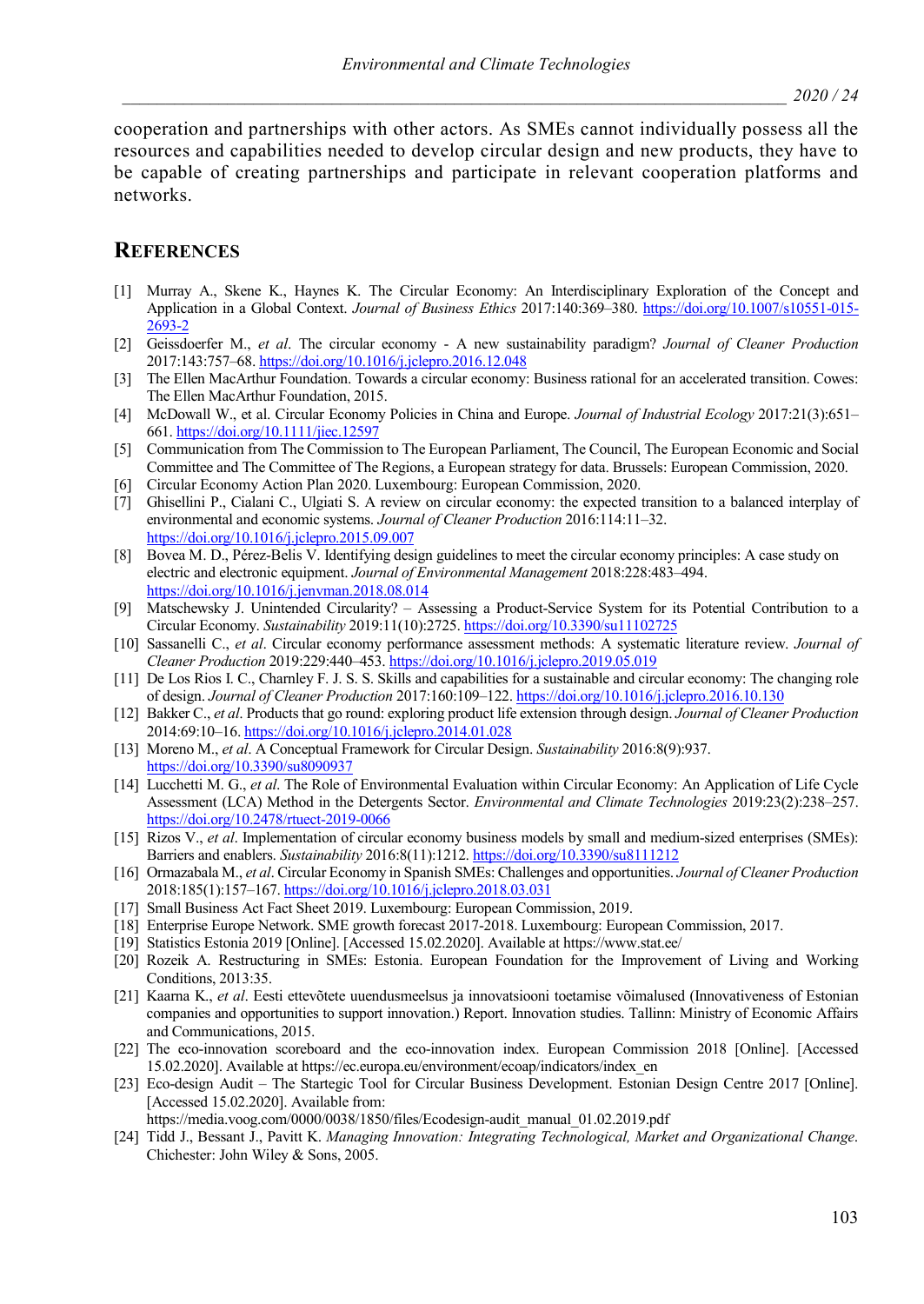cooperation and partnerships with other actors. As SMEs cannot individually possess all the resources and capabilities needed to develop circular design and new products, they have to be capable of creating partnerships and participate in relevant cooperation platforms and networks.

## References

[1] Murray A., Skene K., Haynes K. The Circular Economy: An Interdisciplinary Exploration of the Concept and Application in a Global Context. *Journal of Business Ethics* 2017:140:369–380. https://doi.org/10.1007/s10551-015-2693-2

[2] Geissdoerfer M., *et al*. The circular economy - A new sustainability paradigm? *Journal of Cleaner Production* 2017:143:757–68. https://doi.org/10.1016/j.jclepro.2016.12.048

[3] The Ellen MacArthur Foundation. Towards a circular economy: Business rational for an accelerated transition. Cowes: The Ellen MacArthur Foundation, 2015.

[4] McDowall W., et al. Circular Economy Policies in China and Europe. *Journal of Industrial Ecology* 2017:21(3):651–661. https://doi.org/10.1111/jiec.12597

[5] Communication from The Commission to The European Parliament, The Council, The European Economic and Social Committee and The Committee of The Regions, a European strategy for data. Brussels: European Commission, 2020.

[6] Circular Economy Action Plan 2020. Luxembourg: European Commission, 2020.

[7] Ghisellini P., Cialani C., Ulgiati S. A review on circular economy: the expected transition to a balanced interplay of environmental and economic systems. *Journal of Cleaner Production* 2016:114:11–32. https://doi.org/10.1016/j.jclepro.2015.09.007

[8] Bovea M. D., Pérez-Belis V. Identifying design guidelines to meet the circular economy principles: A case study on electric and electronic equipment. *Journal of Environmental Management* 2018:228:483–494. https://doi.org/10.1016/j.jenvman.2018.08.014

[9] Matschewsky J. Unintended Circularity? – Assessing a Product-Service System for its Potential Contribution to a Circular Economy. *Sustainability* 2019:11(10):2725. https://doi.org/10.3390/su11102725

[10] Sassanelli C., *et al*. Circular economy performance assessment methods: A systematic literature review. *Journal of Cleaner Production* 2019:229:440–453. https://doi.org/10.1016/j.jclepro.2019.05.019

[11] De Los Rios I. C., Charnley F. J. S. Skills and capabilities for a sustainable and circular economy: The changing role of design. *Journal of Cleaner Production* 2017:160:109–122. https://doi.org/10.1016/j.jclepro.2016.10.130

[12] Bakker C., *et al*. Products that go round: exploring product life extension through design. *Journal of Cleaner Production* 2014:69:10–16. https://doi.org/10.1016/j.jclepro.2014.01.028

[13] Moreno M., *et al*. A Conceptual Framework for Circular Design. *Sustainability* 2016:8(9):937. https://doi.org/10.3390/su8090937

[14] Lucchetti M. G., *et al*. The Role of Environmental Evaluation within Circular Economy: An Application of Life Cycle Assessment (LCA) Method in the Detergents Sector. *Environmental and Climate Technologies* 2019:23(2):238–257. https://doi.org/10.2478/rtuect-2019-0066

[15] Rizos V., *et al*. Implementation of circular economy business models by small and medium-sized enterprises (SMEs): Barriers and enablers. *Sustainability* 2016:8(11):1212. https://doi.org/10.3390/su8111212

[16] Ormazabala M., *et al*. Circular Economy in Spanish SMEs: Challenges and opportunities. *Journal of Cleaner Production* 2018:185(1):157–167. https://doi.org/10.1016/j.jclepro.2018.03.031

[17] Small Business Act Fact Sheet 2019. Luxembourg: European Commission, 2019.

[18] Enterprise Europe Network. SME growth forecast 2017-2018. Luxembourg: European Commission, 2017.

[19] Statistics Estonia 2019 [Online]. [Accessed 15.02.2020]. Available at https://www.stat.ee/

[20] Rozeik A. Restructuring in SMEs: Estonia. European Foundation for the Improvement of Living and Working Conditions, 2013:35.

[21] Kaarna K., *et al*. Eesti ettevõtete uuendusmeelsus ja innovatsiooni toetamise võimalused (Innovativeness of Estonian companies and opportunities to support innovation.) Report. Innovation studies. Tallinn: Ministry of Economic Affairs and Communications, 2015.

[22] The eco-innovation scoreboard and the eco-innovation index. European Commission 2018 [Online]. [Accessed 15.02.2020]. Available at https://ec.europa.eu/environment/ecoap/indicators/index_en

[23] Eco-design Audit – The Startegic Tool for Circular Business Development. Estonian Design Centre 2017 [Online]. [Accessed 15.02.2020]. Available from: https://media.voog.com/0000/0038/1850/files/Ecodesign-audit_manual_01.02.2019.pdf

[24] Tidd J., Bessant J., Pavitt K. *Managing Innovation: Integrating Technological, Market and Organizational Change*. Chichester: John Wiley & Sons, 2005.